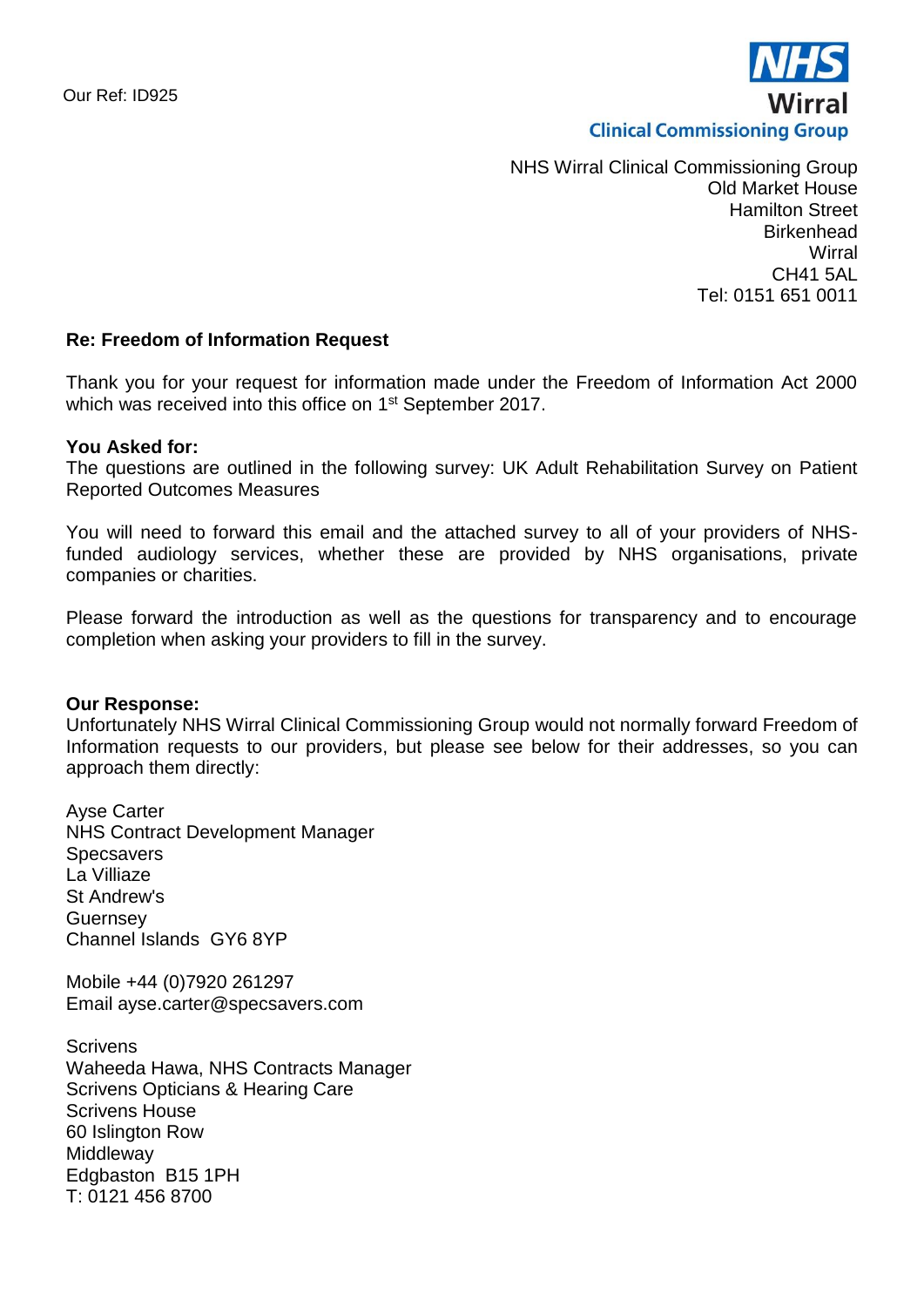Our Ref: ID925

NHS
Wirral
Clinical Commissioning Group

NHS Wirral Clinical Commissioning Group
Old Market House
Hamilton Street
Birkenhead
Wirral
CH41 5AL
Tel: 0151 651 0011

**Re: Freedom of Information Request**

Thank you for your request for information made under the Freedom of Information Act 2000 which was received into this office on 1st September 2017.

**You Asked for:**
The questions are outlined in the following survey: UK Adult Rehabilitation Survey on Patient Reported Outcomes Measures

You will need to forward this email and the attached survey to all of your providers of NHS-funded audiology services, whether these are provided by NHS organisations, private companies or charities.

Please forward the introduction as well as the questions for transparency and to encourage completion when asking your providers to fill in the survey.

**Our Response:**
Unfortunately NHS Wirral Clinical Commissioning Group would not normally forward Freedom of Information requests to our providers, but please see below for their addresses, so you can approach them directly:

Ayse Carter
NHS Contract Development Manager
Specsavers
La Villiaze
St Andrew's
Guernsey
Channel Islands GY6 8YP

Mobile +44 (0)7920 261297
Email ayse.carter@specsavers.com

Scrivens
Waheeda Hawa, NHS Contracts Manager
Scrivens Opticians & Hearing Care
Scrivens House
60 Islington Row
Middleway
Edgbaston B15 1PH
T: 0121 456 8700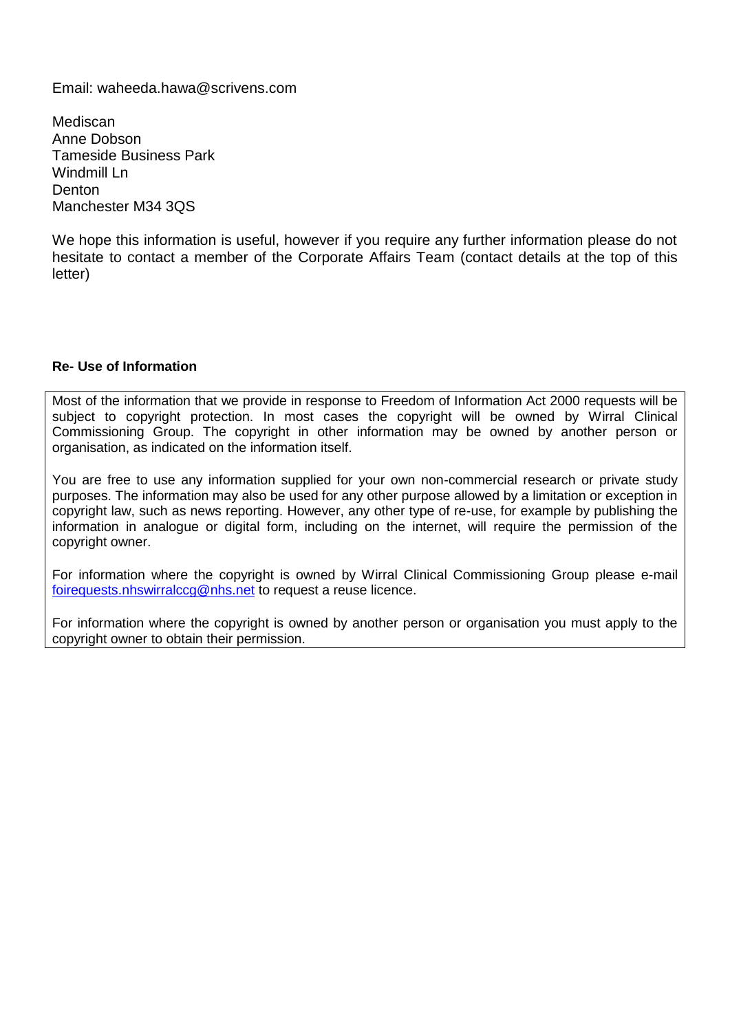Email: waheeda.hawa@scrivens.com

Mediscan
Anne Dobson
Tameside Business Park
Windmill Ln
Denton
Manchester M34 3QS

We hope this information is useful, however if you require any further information please do not hesitate to contact a member of the Corporate Affairs Team (contact details at the top of this letter)

**Re- Use of Information**

Most of the information that we provide in response to Freedom of Information Act 2000 requests will be subject to copyright protection. In most cases the copyright will be owned by Wirral Clinical Commissioning Group. The copyright in other information may be owned by another person or organisation, as indicated on the information itself.

You are free to use any information supplied for your own non-commercial research or private study purposes. The information may also be used for any other purpose allowed by a limitation or exception in copyright law, such as news reporting. However, any other type of re-use, for example by publishing the information in analogue or digital form, including on the internet, will require the permission of the copyright owner.

For information where the copyright is owned by Wirral Clinical Commissioning Group please e-mail foirequests.nhswirralccg@nhs.net to request a reuse licence.

For information where the copyright is owned by another person or organisation you must apply to the copyright owner to obtain their permission.